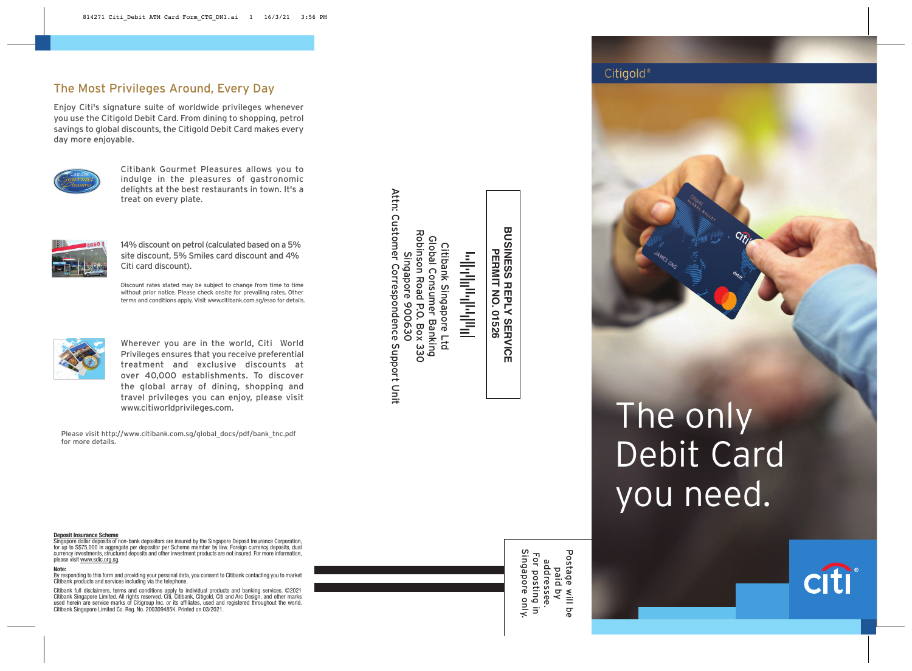## The Most Privileges Around, Every Day

Enjoy Citi's signature suite of worldwide privileges whenever you use the Citigold Debit Card. From dining to shopping, petrol savings to global discounts, the Citigold Debit Card makes every day more enjoyable.

Citibank Gourmet Pleasures allows you to indulge in the pleasures of gastronomic delights at the best restaurants in town. It's a treat on every plate.

14% discount on petrol (calculated based on a 5% site discount, 5% Smiles card discount and 4% Citi card discount).

Discount rates stated may be subject to change from time to time without prior notice. Please check onsite for prevailing rates. Other terms and conditions apply. Visit www.citibank.com.sg/esso for details.

Wherever you are in the world, Citi World Privileges ensures that you receive preferential treatment and exclusive discounts at over 40,000 establishments. To discover the global array of dining, shopping and travel privileges you can enjoy, please visit www.citiworldprivileges.com.

Please visit http://www.citibank.com.sg/global_docs/pdf/bank_tnc.pdf for more details.

**Deposit Insurance Scheme**
Singapore dollar deposits of non-bank depositors are insured by the Singapore Deposit Insurance Corporation, for up to S$75,000 in aggregate per depositor per Scheme member by law. Foreign currency deposits, dual currency investments, structured deposits and other investment products are not insured. For more information, please visit www.sdic.org.sg.

**Note:**
By responding to this form and providing your personal data, you consent to Citibank contacting you to market Citibank products and services including via the telephone.

Citibank full disclaimers, terms and conditions apply to individual products and banking services. ©2021 Citibank Singapore Limited. All rights reserved. Citi, Citibank, Citigold, Citi and Arc Design, and other marks used herein are service marks of Citigroup Inc. or its affiliates, used and registered throughout the world. Citibank Singapore Limited Co. Reg. No. 200309485K. Printed on 03/2021.

**BUSINESS REPLY SERVICE**
**PERMIT NO. 01526**

Citibank Singapore Ltd
Global Consumer Banking
Robinson Road P.O. Box 330
Singapore 900630
Attn: Customer Correspondence Support Unit

Postage will be paid by addressee.
For posting in Singapore only.

Citigold®

# The only Debit Card you need.

citi®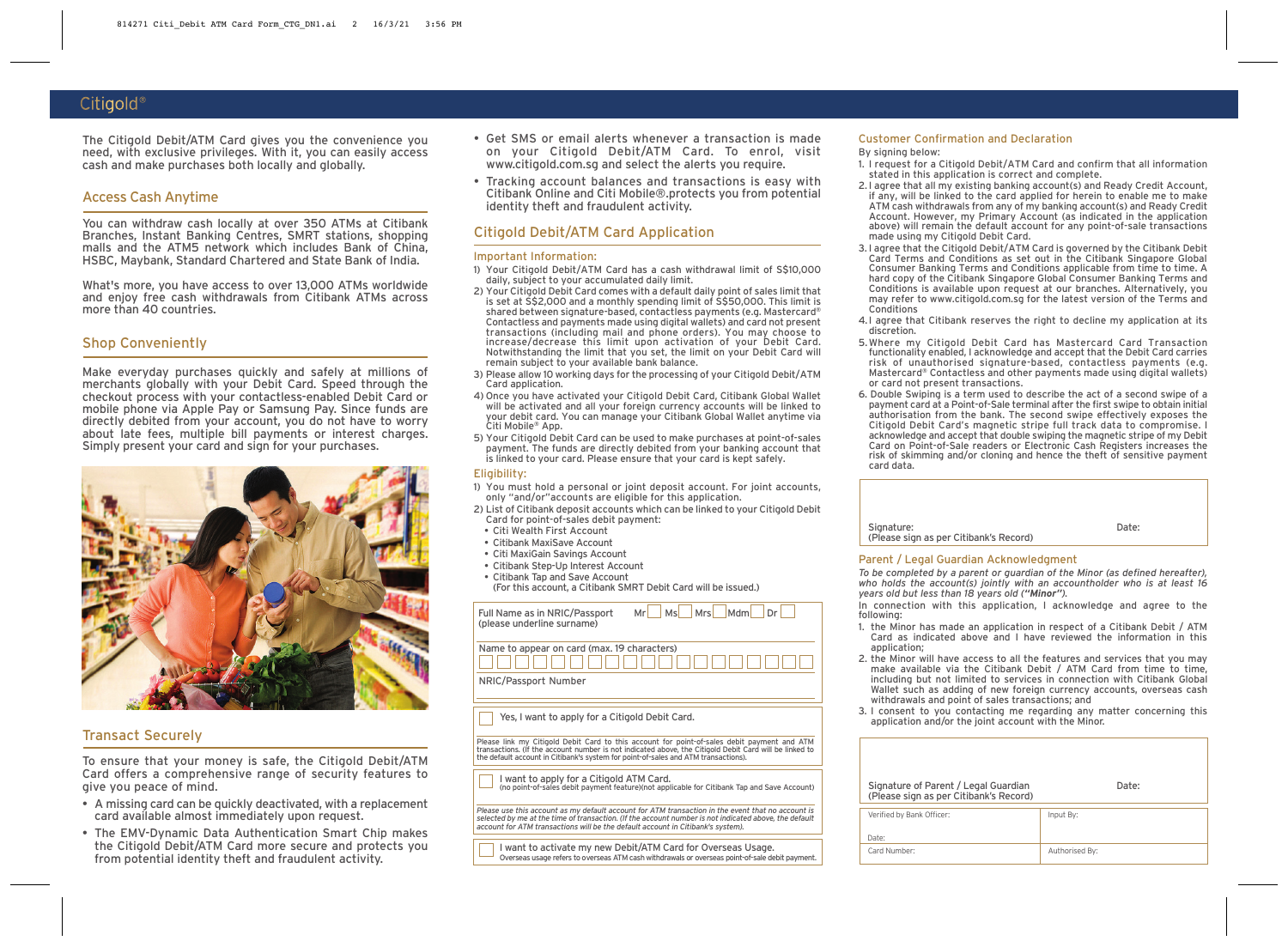# Citigold®

The Citigold Debit/ATM Card gives you the convenience you need, with exclusive privileges. With it, you can easily access cash and make purchases both locally and globally.

## Access Cash Anytime

You can withdraw cash locally at over 350 ATMs at Citibank Branches, Instant Banking Centres, SMRT stations, shopping malls and the ATM5 network which includes Bank of China, HSBC, Maybank, Standard Chartered and State Bank of India.

What's more, you have access to over 13,000 ATMs worldwide and enjoy free cash withdrawals from Citibank ATMs across more than 40 countries.

## Shop Conveniently

Make everyday purchases quickly and safely at millions of merchants globally with your Debit Card. Speed through the checkout process with your contactless-enabled Debit Card or mobile phone via Apple Pay or Samsung Pay. Since funds are directly debited from your account, you do not have to worry about late fees, multiple bill payments or interest charges. Simply present your card and sign for your purchases.

## Transact Securely

To ensure that your money is safe, the Citigold Debit/ATM Card offers a comprehensive range of security features to give you peace of mind.

- A missing card can be quickly deactivated, with a replacement card available almost immediately upon request.
- The EMV-Dynamic Data Authentication Smart Chip makes the Citigold Debit/ATM Card more secure and protects you from potential identity theft and fraudulent activity.
- Get SMS or email alerts whenever a transaction is made on your Citigold Debit/ATM Card. To enrol, visit www.citigold.com.sg and select the alerts you require.
- Tracking account balances and transactions is easy with Citibank Online and Citi Mobile®.protects you from potential identity theft and fraudulent activity.

## Citigold Debit/ATM Card Application

### Important Information:

1) Your Citigold Debit/ATM Card has a cash withdrawal limit of S$10,000 daily, subject to your accumulated daily limit.
2) Your Citigold Debit Card comes with a default daily point of sales limit that is set at S$2,000 and a monthly spending limit of S$50,000. This limit is shared between signature-based, contactless payments (e.g. Mastercard® Contactless and payments made using digital wallets) and card not present transactions (including mail and phone orders). You may choose to increase/decrease this limit upon activation of your Debit Card. Notwithstanding the limit that you set, the limit on your Debit Card will remain subject to your available bank balance.
3) Please allow 10 working days for the processing of your Citigold Debit/ATM Card application.
4) Once you have activated your Citigold Debit Card, Citibank Global Wallet will be activated and all your foreign currency accounts will be linked to your debit card. You can manage your Citibank Global Wallet anytime via Citi Mobile® App.
5) Your Citigold Debit Card can be used to make purchases at point-of-sales payment. The funds are directly debited from your banking account that is linked to your card. Please ensure that your card is kept safely.

### Eligibility:

1) You must hold a personal or joint deposit account. For joint accounts, only "and/or"accounts are eligible for this application.
2) List of Citibank deposit accounts which can be linked to your Citigold Debit Card for point-of-sales debit payment:
   - Citi Wealth First Account
   - Citibank MaxiSave Account
   - Citi MaxiGain Savings Account
   - Citibank Step-Up Interest Account
   - Citibank Tap and Save Account
     (For this account, a Citibank SMRT Debit Card will be issued.)

Full Name as in NRIC/Passport (please underline surname) ☐ Mr ☐ Ms ☐ Mrs ☐ Mdm ☐ Dr

Name to appear on card (max. 19 characters)

☐☐☐☐☐☐☐☐☐☐☐☐☐☐☐☐☐☐☐

NRIC/Passport Number

☐ Yes, I want to apply for a Citigold Debit Card.

Please link my Citigold Debit Card to this account for point-of-sales debit payment and ATM transactions. (If the account number is not indicated above, the Citigold Debit Card will be linked to the default account in Citibank's system for point-of-sales and ATM transactions).

☐ I want to apply for a Citigold ATM Card.
(no point-of-sales debit payment feature)(not applicable for Citibank Tap and Save Account)

*Please use this account as my default account for ATM transaction in the event that no account is selected by me at the time of transaction. (If the account number is not indicated above, the default account for ATM transactions will be the default account in Citibank's system).*

☐ I want to activate my new Debit/ATM Card for Overseas Usage.
Overseas usage refers to overseas ATM cash withdrawals or overseas point-of-sale debit payment.

## Customer Confirmation and Declaration

By signing below:

1. I request for a Citigold Debit/ATM Card and confirm that all information stated in this application is correct and complete.
2. I agree that all my existing banking account(s) and Ready Credit Account, if any, will be linked to the card applied for herein to enable me to make ATM cash withdrawals from any of my banking account(s) and Ready Credit Account. However, my Primary Account (as indicated in the application above) will remain the default account for any point-of-sale transactions made using my Citigold Debit Card.
3. I agree that the Citigold Debit/ATM Card is governed by the Citibank Debit Card Terms and Conditions as set out in the Citibank Singapore Global Consumer Banking Terms and Conditions applicable from time to time. A hard copy of the Citibank Singapore Global Consumer Banking Terms and Conditions is available upon request at our branches. Alternatively, you may refer to www.citigold.com.sg for the latest version of the Terms and Conditions
4. I agree that Citibank reserves the right to decline my application at its discretion.
5. Where my Citigold Debit Card has Mastercard Card Transaction functionality enabled, I acknowledge and accept that the Debit Card carries risk of unauthorised signature-based, contactless payments (e.g. Mastercard® Contactless and other payments made using digital wallets) or card not present transactions.
6. Double Swiping is a term used to describe the act of a second swipe of a payment card at a Point-of-Sale terminal after the first swipe to obtain initial authorisation from the bank. The second swipe effectively exposes the Citigold Debit Card's magnetic stripe full track data to compromise. I acknowledge and accept that double swiping the magnetic stripe of my Debit Card on Point-of-Sale readers or Electronic Cash Registers increases the risk of skimming and/or cloning and hence the theft of sensitive payment card data.

Signature: (Please sign as per Citibank's Record) Date:

## Parent / Legal Guardian Acknowledgment

*To be completed by a parent or guardian of the Minor (as defined hereafter), who holds the account(s) jointly with an accountholder who is at least 16 years old but less than 18 years old (**"Minor"**).*

In connection with this application, I acknowledge and agree to the following:

1. the Minor has made an application in respect of a Citibank Debit / ATM Card as indicated above and I have reviewed the information in this application;
2. the Minor will have access to all the features and services that you may make available via the Citibank Debit / ATM Card from time to time, including but not limited to services in connection with Citibank Global Wallet such as adding of new foreign currency accounts, overseas cash withdrawals and point of sales transactions; and
3. I consent to you contacting me regarding any matter concerning this application and/or the joint account with the Minor.

Signature of Parent / Legal Guardian (Please sign as per Citibank's Record) Date:

| | |
|---|---|
| Verified by Bank Officer: Date: | Input By: |
| Card Number: | Authorised By: |